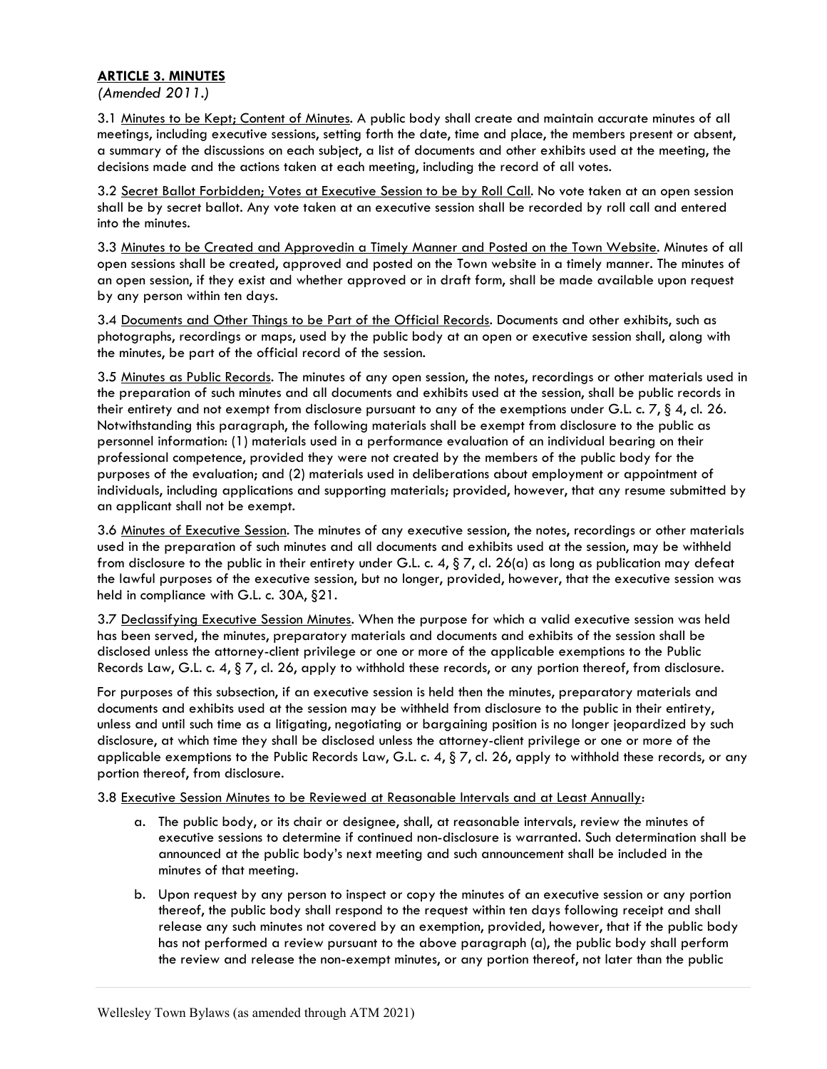## **ARTICLE 3. MINUTES**

*(Amended 2011.)*

3.1 Minutes to be Kept; Content of Minutes. A public body shall create and maintain accurate minutes of all meetings, including executive sessions, setting forth the date, time and place, the members present or absent, a summary of the discussions on each subject, a list of documents and other exhibits used at the meeting, the decisions made and the actions taken at each meeting, including the record of all votes.

3.2 Secret Ballot Forbidden; Votes at Executive Session to be by Roll Call. No vote taken at an open session shall be by secret ballot. Any vote taken at an executive session shall be recorded by roll call and entered into the minutes.

3.3 Minutes to be Created and Approvedin a Timely Manner and Posted on the Town Website. Minutes of all open sessions shall be created, approved and posted on the Town website in a timely manner. The minutes of an open session, if they exist and whether approved or in draft form, shall be made available upon request by any person within ten days.

3.4 Documents and Other Things to be Part of the Official Records. Documents and other exhibits, such as photographs, recordings or maps, used by the public body at an open or executive session shall, along with the minutes, be part of the official record of the session.

3.5 Minutes as Public Records. The minutes of any open session, the notes, recordings or other materials used in the preparation of such minutes and all documents and exhibits used at the session, shall be public records in their entirety and not exempt from disclosure pursuant to any of the exemptions under G.L. c. 7, § 4, cl. 26. Notwithstanding this paragraph, the following materials shall be exempt from disclosure to the public as personnel information: (1) materials used in a performance evaluation of an individual bearing on their professional competence, provided they were not created by the members of the public body for the purposes of the evaluation; and (2) materials used in deliberations about employment or appointment of individuals, including applications and supporting materials; provided, however, that any resume submitted by an applicant shall not be exempt.

3.6 Minutes of Executive Session. The minutes of any executive session, the notes, recordings or other materials used in the preparation of such minutes and all documents and exhibits used at the session, may be withheld from disclosure to the public in their entirety under G.L. c. 4, § 7, cl. 26(a) as long as publication may defeat the lawful purposes of the executive session, but no longer, provided, however, that the executive session was held in compliance with G.L. c. 30A, §21.

3.7 Declassifying Executive Session Minutes. When the purpose for which a valid executive session was held has been served, the minutes, preparatory materials and documents and exhibits of the session shall be disclosed unless the attorney-client privilege or one or more of the applicable exemptions to the Public Records Law, G.L. c. 4, § 7, cl. 26, apply to withhold these records, or any portion thereof, from disclosure.

For purposes of this subsection, if an executive session is held then the minutes, preparatory materials and documents and exhibits used at the session may be withheld from disclosure to the public in their entirety, unless and until such time as a litigating, negotiating or bargaining position is no longer jeopardized by such disclosure, at which time they shall be disclosed unless the attorney-client privilege or one or more of the applicable exemptions to the Public Records Law, G.L. c. 4, § 7, cl. 26, apply to withhold these records, or any portion thereof, from disclosure.

3.8 Executive Session Minutes to be Reviewed at Reasonable Intervals and at Least Annually:

a. The public body, or its chair or designee, shall, at reasonable intervals, review the minutes of executive sessions to determine if continued non-disclosure is warranted. Such determination shall be announced at the public body's next meeting and such announcement shall be included in the minutes of that meeting.

b. Upon request by any person to inspect or copy the minutes of an executive session or any portion thereof, the public body shall respond to the request within ten days following receipt and shall release any such minutes not covered by an exemption, provided, however, that if the public body has not performed a review pursuant to the above paragraph (a), the public body shall perform the review and release the non-exempt minutes, or any portion thereof, not later than the public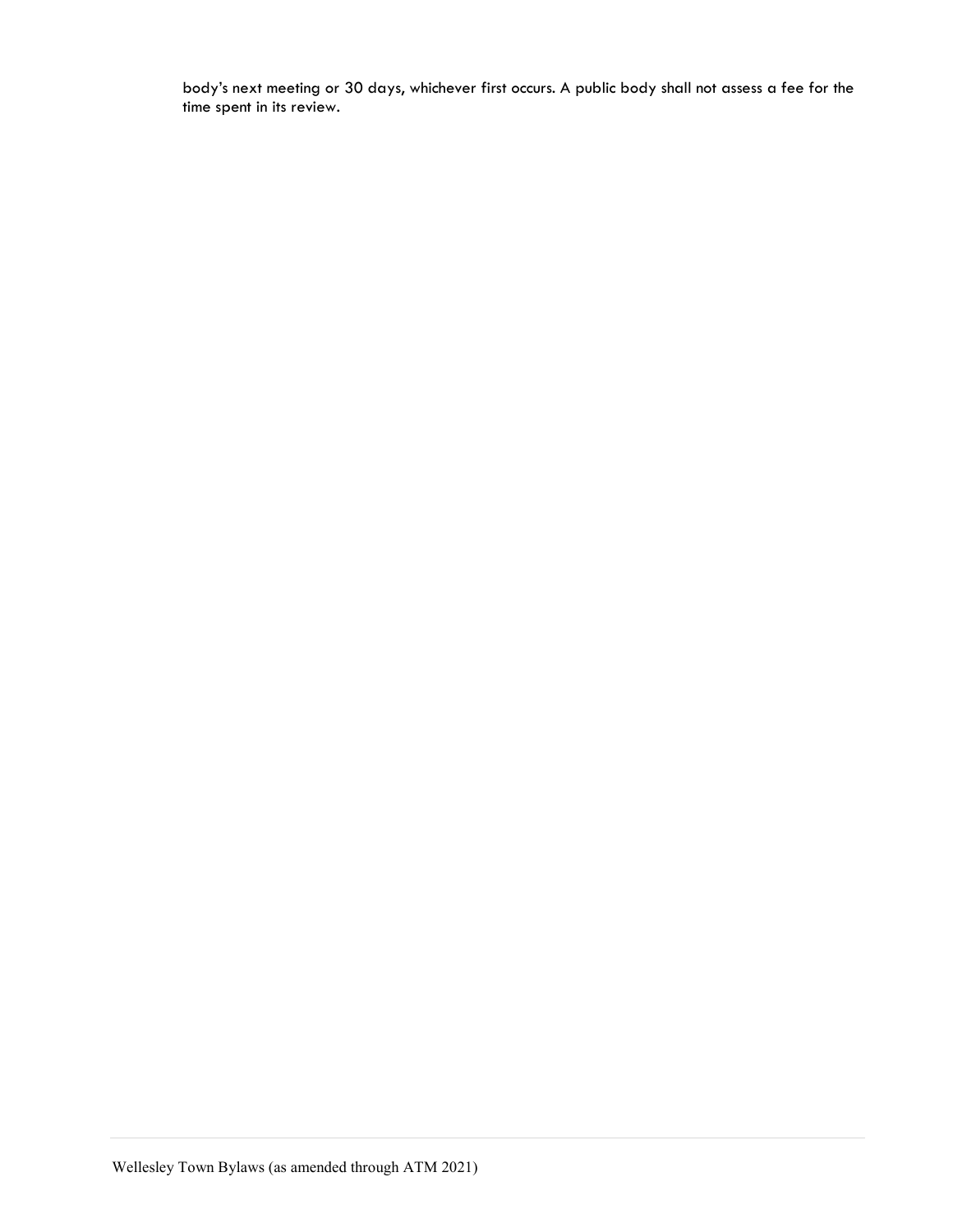body's next meeting or 30 days, whichever first occurs. A public body shall not assess a fee for the time spent in its review.